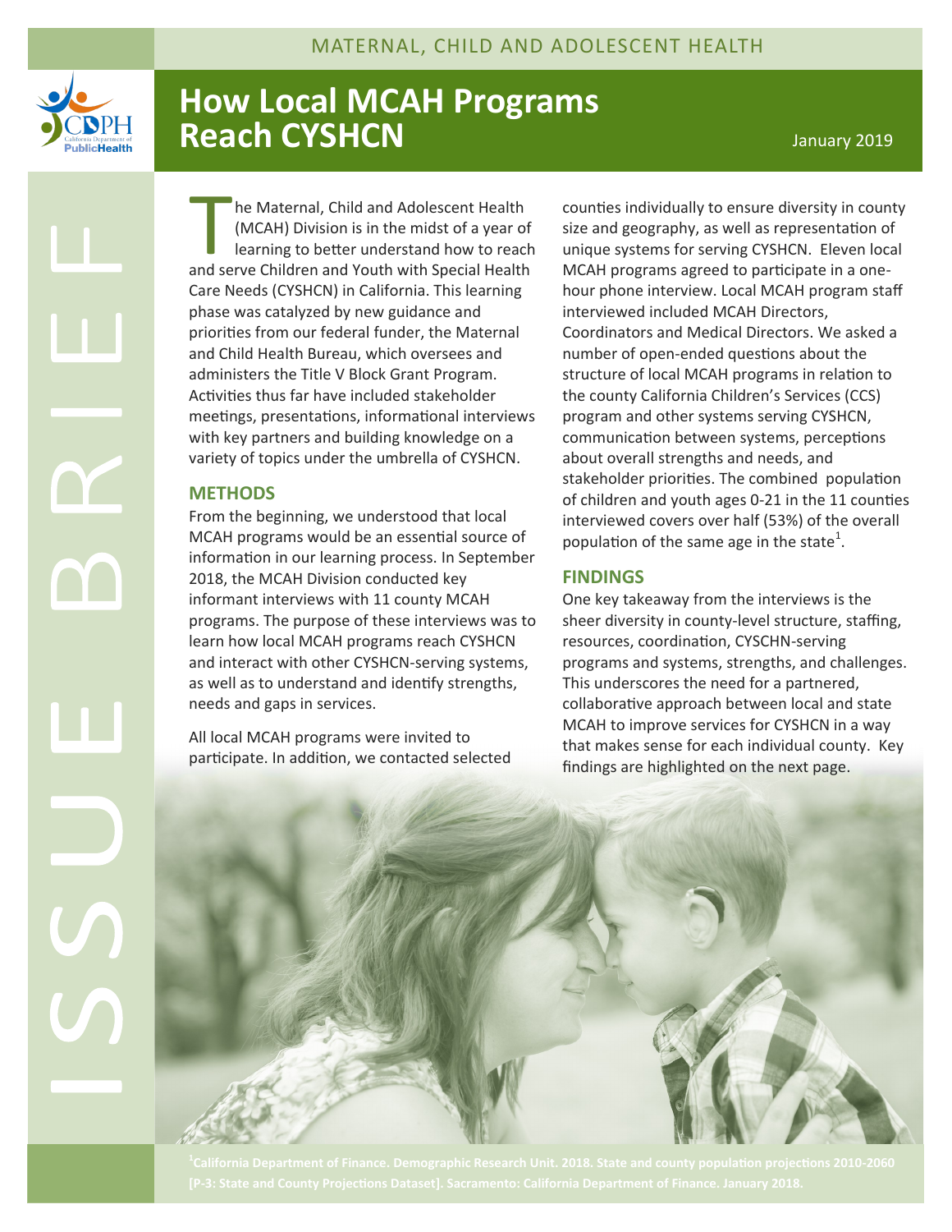MATERNAL, CHILD AND ADOLESCENT HEALTH

# How Local MCAH Programs Reach CYSHCN

January 2019

ISSUE BRIEF

The Maternal, Child and Adolescent Health (MCAH) Division is in the midst of a year of learning to better understand how to reach and serve Children and Youth with Special Health Care Needs (CYSHCN) in California. This learning phase was catalyzed by new guidance and priorities from our federal funder, the Maternal and Child Health Bureau, which oversees and administers the Title V Block Grant Program. Activities thus far have included stakeholder meetings, presentations, informational interviews with key partners and building knowledge on a variety of topics under the umbrella of CYSHCN.

## METHODS

From the beginning, we understood that local MCAH programs would be an essential source of information in our learning process. In September 2018, the MCAH Division conducted key informant interviews with 11 county MCAH programs. The purpose of these interviews was to learn how local MCAH programs reach CYSHCN and interact with other CYSHCN-serving systems, as well as to understand and identify strengths, needs and gaps in services.

All local MCAH programs were invited to participate. In addition, we contacted selected counties individually to ensure diversity in county size and geography, as well as representation of unique systems for serving CYSHCN. Eleven local MCAH programs agreed to participate in a one-hour phone interview. Local MCAH program staff interviewed included MCAH Directors, Coordinators and Medical Directors. We asked a number of open-ended questions about the structure of local MCAH programs in relation to the county California Children's Services (CCS) program and other systems serving CYSHCN, communication between systems, perceptions about overall strengths and needs, and stakeholder priorities. The combined population of children and youth ages 0-21 in the 11 counties interviewed covers over half (53%) of the overall population of the same age in the state[1].

## FINDINGS

One key takeaway from the interviews is the sheer diversity in county-level structure, staffing, resources, coordination, CYSCHN-serving programs and systems, strengths, and challenges. This underscores the need for a partnered, collaborative approach between local and state MCAH to improve services for CYSHCN in a way that makes sense for each individual county. Key findings are highlighted on the next page.

[1]California Department of Finance. Demographic Research Unit. 2018. State and county population projections 2010-2060 [P-3: State and County Projections Dataset]. Sacramento: California Department of Finance. January 2018.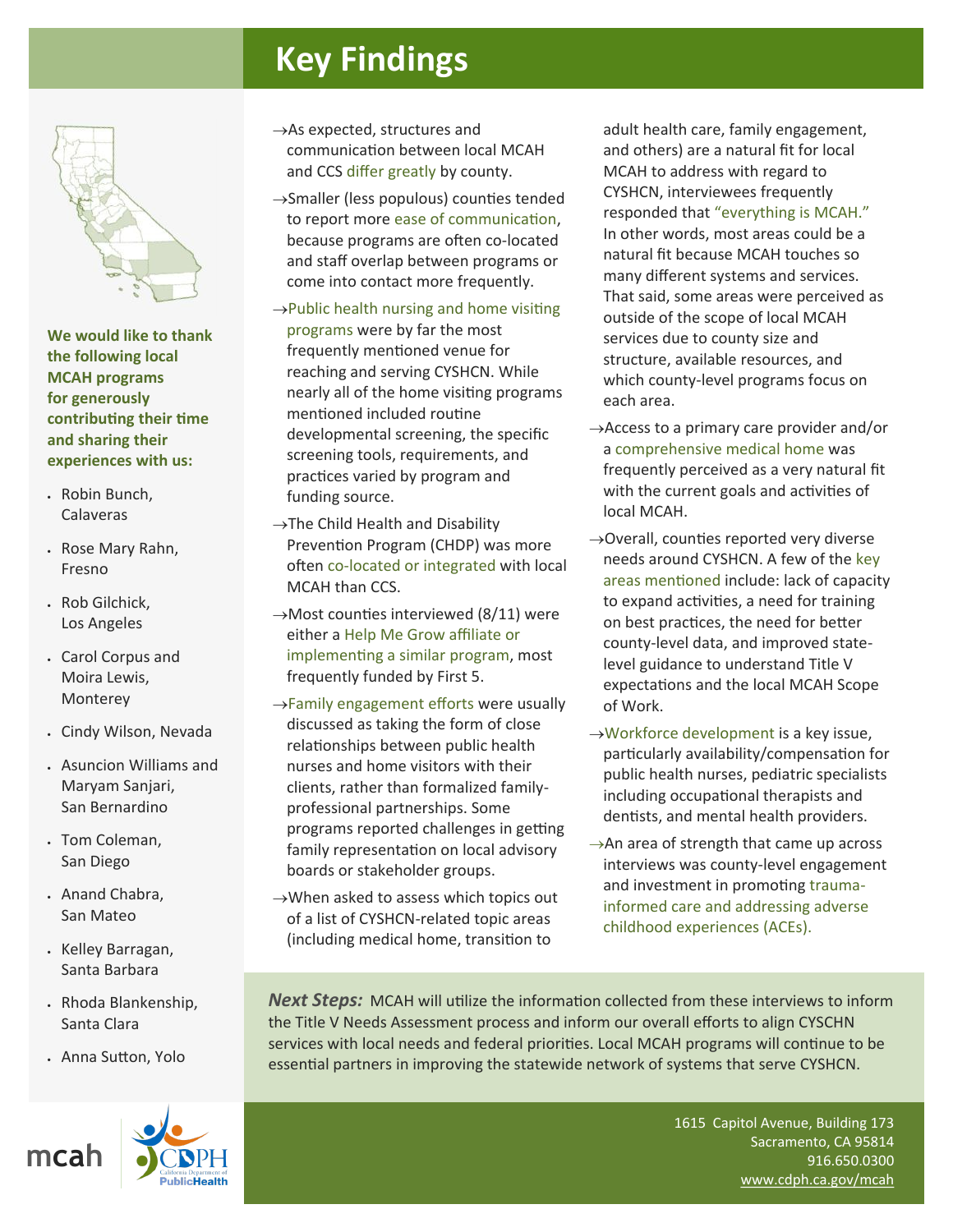# Key Findings

**We would like to thank the following local MCAH programs for generously contributing their time and sharing their experiences with us:**

- Robin Bunch, Calaveras
- Rose Mary Rahn, Fresno
- Rob Gilchick, Los Angeles
- Carol Corpus and Moira Lewis, Monterey
- Cindy Wilson, Nevada
- Asuncion Williams and Maryam Sanjari, San Bernardino
- Tom Coleman, San Diego
- Anand Chabra, San Mateo
- Kelley Barragan, Santa Barbara
- Rhoda Blankenship, Santa Clara
- Anna Sutton, Yolo

→As expected, structures and communication between local MCAH and CCS differ greatly by county.

→Smaller (less populous) counties tended to report more ease of communication, because programs are often co-located and staff overlap between programs or come into contact more frequently.

→Public health nursing and home visiting programs were by far the most frequently mentioned venue for reaching and serving CYSHCN. While nearly all of the home visiting programs mentioned included routine developmental screening, the specific screening tools, requirements, and practices varied by program and funding source.

→The Child Health and Disability Prevention Program (CHDP) was more often co-located or integrated with local MCAH than CCS.

→Most counties interviewed (8/11) were either a Help Me Grow affiliate or implementing a similar program, most frequently funded by First 5.

→Family engagement efforts were usually discussed as taking the form of close relationships between public health nurses and home visitors with their clients, rather than formalized family-professional partnerships. Some programs reported challenges in getting family representation on local advisory boards or stakeholder groups.

→When asked to assess which topics out of a list of CYSHCN-related topic areas (including medical home, transition to adult health care, family engagement, and others) are a natural fit for local MCAH to address with regard to CYSHCN, interviewees frequently responded that "everything is MCAH." In other words, most areas could be a natural fit because MCAH touches so many different systems and services. That said, some areas were perceived as outside of the scope of local MCAH services due to county size and structure, available resources, and which county-level programs focus on each area.

→Access to a primary care provider and/or a comprehensive medical home was frequently perceived as a very natural fit with the current goals and activities of local MCAH.

→Overall, counties reported very diverse needs around CYSHCN. A few of the key areas mentioned include: lack of capacity to expand activities, a need for training on best practices, the need for better county-level data, and improved state-level guidance to understand Title V expectations and the local MCAH Scope of Work.

→Workforce development is a key issue, particularly availability/compensation for public health nurses, pediatric specialists including occupational therapists and dentists, and mental health providers.

→An area of strength that came up across interviews was county-level engagement and investment in promoting trauma-informed care and addressing adverse childhood experiences (ACEs).

***Next Steps:*** MCAH will utilize the information collected from these interviews to inform the Title V Needs Assessment process and inform our overall efforts to align CYSCHN services with local needs and federal priorities. Local MCAH programs will continue to be essential partners in improving the statewide network of systems that serve CYSHCN.

mcah

CDPH California Department of Public Health

1615 Capitol Avenue, Building 173
Sacramento, CA 95814
916.650.0300
www.cdph.ca.gov/mcah